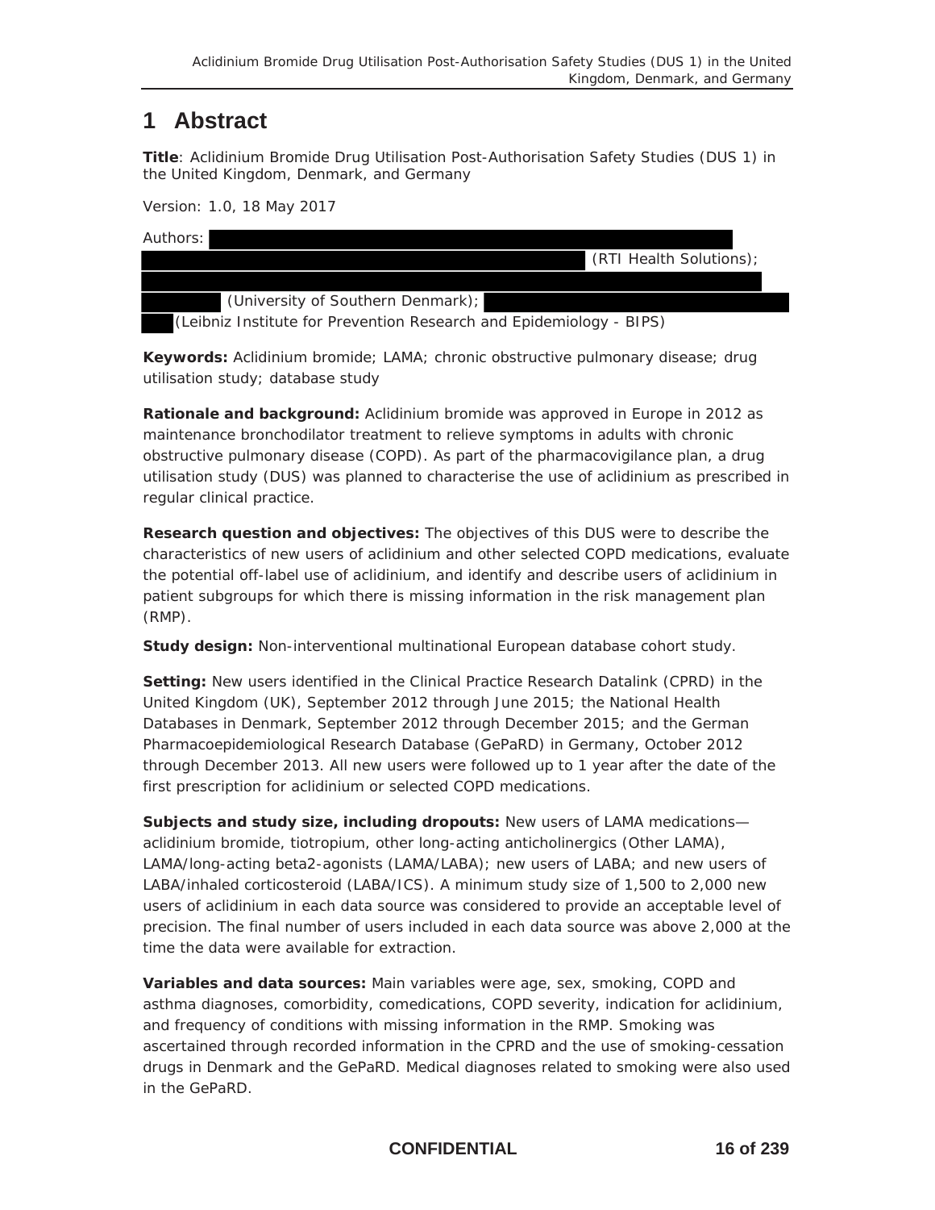# 1 Abstract

**Title**: Aclidinium Bromide Drug Utilisation Post-Authorisation Safety Studies (DUS 1) in the United Kingdom, Denmark, and Germany

Version: 1.0, 18 May 2017

Authors: (RTI Health Solutions); (University of Southern Denmark); (Leibniz Institute for Prevention Research and Epidemiology - BIPS)

**Keywords:** Aclidinium bromide; LAMA; chronic obstructive pulmonary disease; drug utilisation study; database study

**Rationale and background:** Aclidinium bromide was approved in Europe in 2012 as maintenance bronchodilator treatment to relieve symptoms in adults with chronic obstructive pulmonary disease (COPD). As part of the pharmacovigilance plan, a drug utilisation study (DUS) was planned to characterise the use of aclidinium as prescribed in regular clinical practice.

**Research question and objectives:** The objectives of this DUS were to describe the characteristics of new users of aclidinium and other selected COPD medications, evaluate the potential off-label use of aclidinium, and identify and describe users of aclidinium in patient subgroups for which there is missing information in the risk management plan (RMP).

**Study design:** Non-interventional multinational European database cohort study.

**Setting:** New users identified in the Clinical Practice Research Datalink (CPRD) in the United Kingdom (UK), September 2012 through June 2015; the National Health Databases in Denmark, September 2012 through December 2015; and the German Pharmacoepidemiological Research Database (GePaRD) in Germany, October 2012 through December 2013. All new users were followed up to 1 year after the date of the first prescription for aclidinium or selected COPD medications.

**Subjects and study size, including dropouts:** New users of LAMA medications—aclidinium bromide, tiotropium, other long-acting anticholinergics (Other LAMA), LAMA/long-acting beta2-agonists (LAMA/LABA); new users of LABA; and new users of LABA/inhaled corticosteroid (LABA/ICS). A minimum study size of 1,500 to 2,000 new users of aclidinium in each data source was considered to provide an acceptable level of precision. The final number of users included in each data source was above 2,000 at the time the data were available for extraction.

**Variables and data sources:** Main variables were age, sex, smoking, COPD and asthma diagnoses, comorbidity, comedications, COPD severity, indication for aclidinium, and frequency of conditions with missing information in the RMP. Smoking was ascertained through recorded information in the CPRD and the use of smoking-cessation drugs in Denmark and the GePaRD. Medical diagnoses related to smoking were also used in the GePaRD.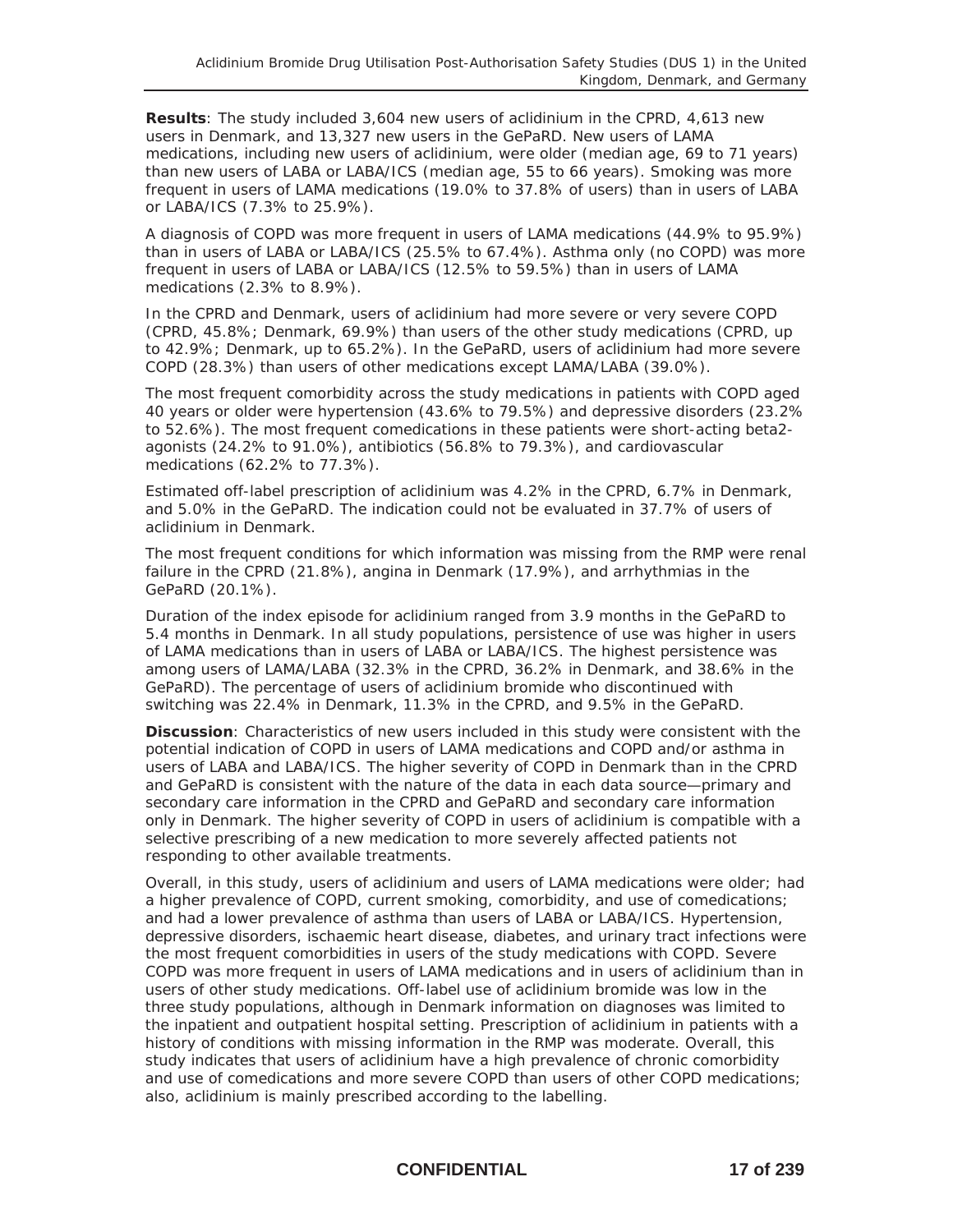**Results**: The study included 3,604 new users of aclidinium in the CPRD, 4,613 new users in Denmark, and 13,327 new users in the GePaRD. New users of LAMA medications, including new users of aclidinium, were older (median age, 69 to 71 years) than new users of LABA or LABA/ICS (median age, 55 to 66 years). Smoking was more frequent in users of LAMA medications (19.0% to 37.8% of users) than in users of LABA or LABA/ICS (7.3% to 25.9%).

A diagnosis of COPD was more frequent in users of LAMA medications (44.9% to 95.9%) than in users of LABA or LABA/ICS (25.5% to 67.4%). Asthma only (no COPD) was more frequent in users of LABA or LABA/ICS (12.5% to 59.5%) than in users of LAMA medications (2.3% to 8.9%).

In the CPRD and Denmark, users of aclidinium had more severe or very severe COPD (CPRD, 45.8%; Denmark, 69.9%) than users of the other study medications (CPRD, up to 42.9%; Denmark, up to 65.2%). In the GePaRD, users of aclidinium had more severe COPD (28.3%) than users of other medications except LAMA/LABA (39.0%).

The most frequent comorbidity across the study medications in patients with COPD aged 40 years or older were hypertension (43.6% to 79.5%) and depressive disorders (23.2% to 52.6%). The most frequent comedications in these patients were short-acting beta2-agonists (24.2% to 91.0%), antibiotics (56.8% to 79.3%), and cardiovascular medications (62.2% to 77.3%).

Estimated off-label prescription of aclidinium was 4.2% in the CPRD, 6.7% in Denmark, and 5.0% in the GePaRD. The indication could not be evaluated in 37.7% of users of aclidinium in Denmark.

The most frequent conditions for which information was missing from the RMP were renal failure in the CPRD (21.8%), angina in Denmark (17.9%), and arrhythmias in the GePaRD (20.1%).

Duration of the index episode for aclidinium ranged from 3.9 months in the GePaRD to 5.4 months in Denmark. In all study populations, persistence of use was higher in users of LAMA medications than in users of LABA or LABA/ICS. The highest persistence was among users of LAMA/LABA (32.3% in the CPRD, 36.2% in Denmark, and 38.6% in the GePaRD). The percentage of users of aclidinium bromide who discontinued with switching was 22.4% in Denmark, 11.3% in the CPRD, and 9.5% in the GePaRD.

**Discussion**: Characteristics of new users included in this study were consistent with the potential indication of COPD in users of LAMA medications and COPD and/or asthma in users of LABA and LABA/ICS. The higher severity of COPD in Denmark than in the CPRD and GePaRD is consistent with the nature of the data in each data source—primary and secondary care information in the CPRD and GePaRD and secondary care information only in Denmark. The higher severity of COPD in users of aclidinium is compatible with a selective prescribing of a new medication to more severely affected patients not responding to other available treatments.

Overall, in this study, users of aclidinium and users of LAMA medications were older; had a higher prevalence of COPD, current smoking, comorbidity, and use of comedications; and had a lower prevalence of asthma than users of LABA or LABA/ICS. Hypertension, depressive disorders, ischaemic heart disease, diabetes, and urinary tract infections were the most frequent comorbidities in users of the study medications with COPD. Severe COPD was more frequent in users of LAMA medications and in users of aclidinium than in users of other study medications. Off-label use of aclidinium bromide was low in the three study populations, although in Denmark information on diagnoses was limited to the inpatient and outpatient hospital setting. Prescription of aclidinium in patients with a history of conditions with missing information in the RMP was moderate. Overall, this study indicates that users of aclidinium have a high prevalence of chronic comorbidity and use of comedications and more severe COPD than users of other COPD medications; also, aclidinium is mainly prescribed according to the labelling.